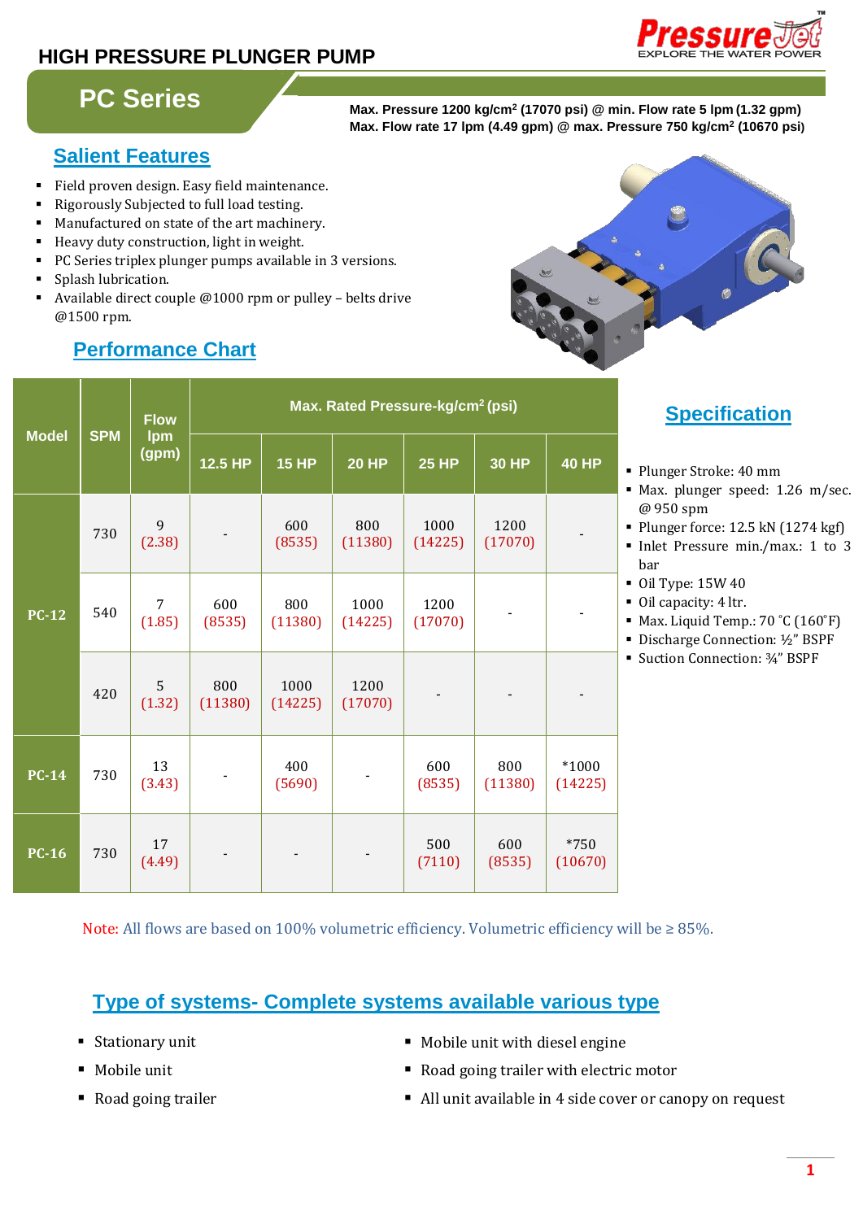# HIGH PRESSURE PLUNGER PUMP

PressureJet
EXPLORE THE WATER POWER

## PC Series

**Max. Pressure 1200 kg/cm² (17070 psi) @ min. Flow rate 5 lpm (1.32 gpm)**
**Max. Flow rate 17 lpm (4.49 gpm) @ max. Pressure 750 kg/cm² (10670 psi)**

## Salient Features

- Field proven design. Easy field maintenance.
- Rigorously Subjected to full load testing.
- Manufactured on state of the art machinery.
- Heavy duty construction, light in weight.
- PC Series triplex plunger pumps available in 3 versions.
- Splash lubrication.
- Available direct couple @1000 rpm or pulley – belts drive @1500 rpm.

## Performance Chart

| Model | SPM | Flow lpm (gpm) | Max. Rated Pressure-kg/cm² (psi) | | | | | |
|---|---|---|---|---|---|---|---|---|
| | | | 12.5 HP | 15 HP | 20 HP | 25 HP | 30 HP | 40 HP |
| PC-12 | 730 | 9 (2.38) | - | 600 (8535) | 800 (11380) | 1000 (14225) | 1200 (17070) | - |
| | 540 | 7 (1.85) | 600 (8535) | 800 (11380) | 1000 (14225) | 1200 (17070) | - | - |
| | 420 | 5 (1.32) | 800 (11380) | 1000 (14225) | 1200 (17070) | - | - | - |
| PC-14 | 730 | 13 (3.43) | - | 400 (5690) | - | 600 (8535) | 800 (11380) | *1000 (14225) |
| PC-16 | 730 | 17 (4.49) | - | - | - | 500 (7110) | 600 (8535) | *750 (10670) |

Note: All flows are based on 100% volumetric efficiency. Volumetric efficiency will be ≥ 85%.

## Specification

- Plunger Stroke: 40 mm
- Max. plunger speed: 1.26 m/sec. @ 950 spm
- Plunger force: 12.5 kN (1274 kgf)
- Inlet Pressure min./max.: 1 to 3 bar
- Oil Type: 15W 40
- Oil capacity: 4 ltr.
- Max. Liquid Temp.: 70 °C (160°F)
- Discharge Connection: ½" BSPF
- Suction Connection: ¾" BSPF

## Type of systems- Complete systems available various type

- Stationary unit
- Mobile unit
- Road going trailer
- Mobile unit with diesel engine
- Road going trailer with electric motor
- All unit available in 4 side cover or canopy on request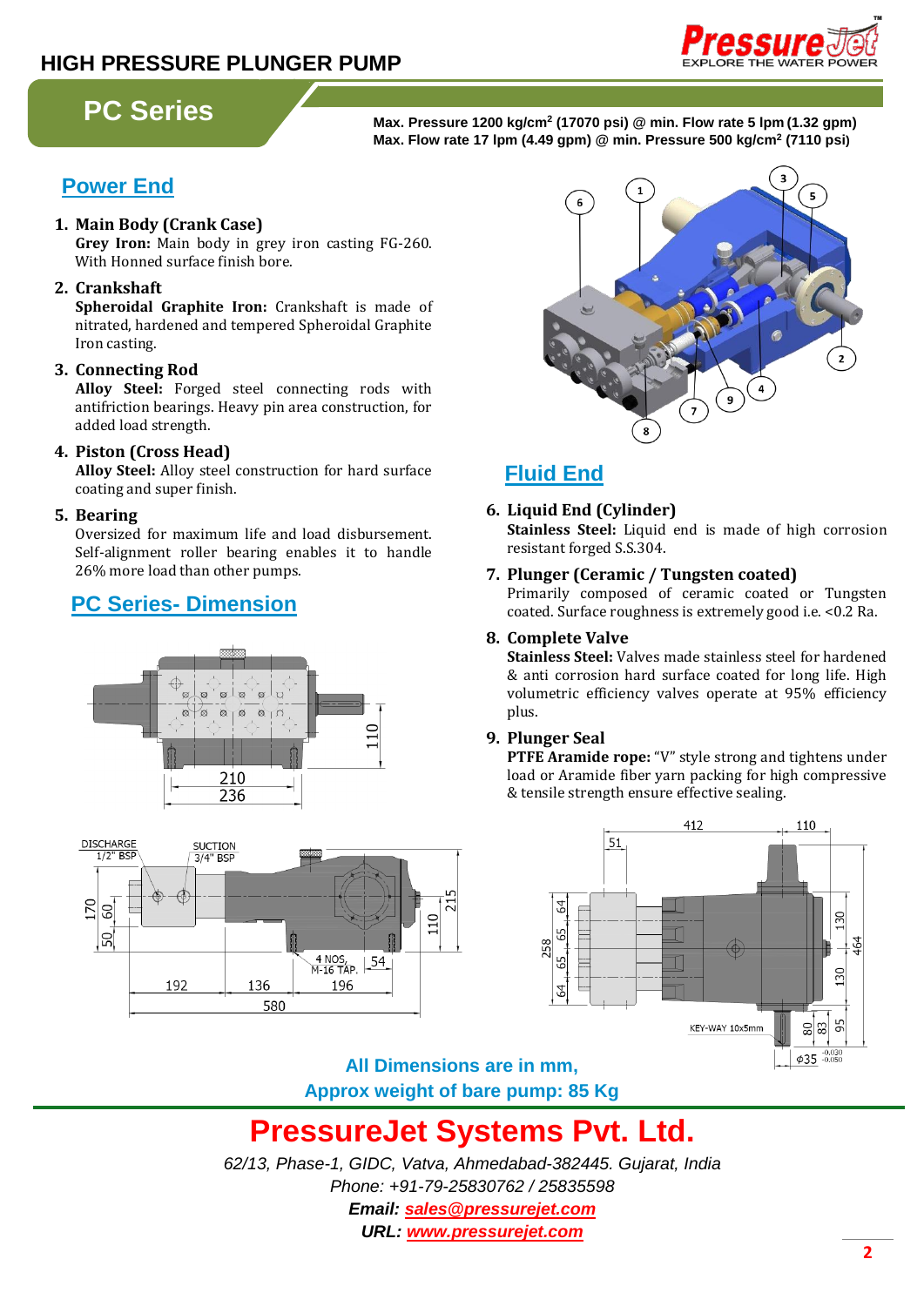# HIGH PRESSURE PLUNGER PUMP

PressureJet
EXPLORE THE WATER POWER

## PC Series

**Max. Pressure 1200 kg/cm² (17070 psi) @ min. Flow rate 5 lpm (1.32 gpm)**
**Max. Flow rate 17 lpm (4.49 gpm) @ min. Pressure 500 kg/cm² (7110 psi)**

## Power End

1. **Main Body (Crank Case)**
   **Grey Iron:** Main body in grey iron casting FG-260. With Honned surface finish bore.
2. **Crankshaft**
   **Spheroidal Graphite Iron:** Crankshaft is made of nitrated, hardened and tempered Spheroidal Graphite Iron casting.
3. **Connecting Rod**
   **Alloy Steel:** Forged steel connecting rods with antifriction bearings. Heavy pin area construction, for added load strength.
4. **Piston (Cross Head)**
   **Alloy Steel:** Alloy steel construction for hard surface coating and super finish.
5. **Bearing**
   Oversized for maximum life and load disbursement. Self-alignment roller bearing enables it to handle 26% more load than other pumps.

## Fluid End

6. **Liquid End (Cylinder)**
   **Stainless Steel:** Liquid end is made of high corrosion resistant forged S.S.304.
7. **Plunger (Ceramic / Tungsten coated)**
   Primarily composed of ceramic coated or Tungsten coated. Surface roughness is extremely good i.e. <0.2 Ra.
8. **Complete Valve**
   **Stainless Steel:** Valves made stainless steel for hardened & anti corrosion hard surface coated for long life. High volumetric efficiency valves operate at 95% efficiency plus.
9. **Plunger Seal**
   **PTFE Aramide rope:** "V" style strong and tightens under load or Aramide fiber yarn packing for high compressive & tensile strength ensure effective sealing.

## PC Series- Dimension

110
210
236

DISCHARGE 1/2" BSP
SUCTION 3/4" BSP
170 60 50
215 110
4 NOS, M-16 TAP.
54
192 136 196
580

412 110
51
258 64 65 65 64
130 130 464
80 83 95
KEY-WAY 10x5mm
$\phi 35^{-0.030}_{-0.050}$

**All Dimensions are in mm,**
**Approx weight of bare pump: 85 Kg**

# PressureJet Systems Pvt. Ltd.

*62/13, Phase-1, GIDC, Vatva, Ahmedabad-382445. Gujarat, India*
*Phone: +91-79-25830762 / 25835598*
***Email:** sales@pressurejet.com*
***URL:** www.pressurejet.com*